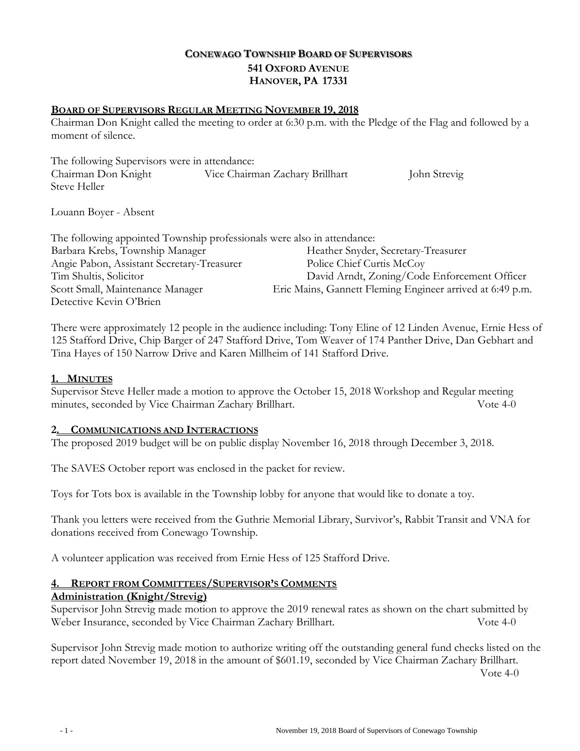# CONEWAGO TOWNSHIP BOARD OF SUPERVISORS
## 541 OXFORD AVENUE
## HANOVER, PA 17331

**BOARD OF SUPERVISORS REGULAR MEETING NOVEMBER 19, 2018**

Chairman Don Knight called the meeting to order at 6:30 p.m. with the Pledge of the Flag and followed by a moment of silence.

The following Supervisors were in attendance:
Chairman Don Knight    Vice Chairman Zachary Brillhart    John Strevig
Steve Heller

Louann Boyer - Absent

The following appointed Township professionals were also in attendance:
Barbara Krebs, Township Manager    Heather Snyder, Secretary-Treasurer
Angie Pabon, Assistant Secretary-Treasurer    Police Chief Curtis McCoy
Tim Shultis, Solicitor    David Arndt, Zoning/Code Enforcement Officer
Scott Small, Maintenance Manager    Eric Mains, Gannett Fleming Engineer arrived at 6:49 p.m.
Detective Kevin O'Brien

There were approximately 12 people in the audience including: Tony Eline of 12 Linden Avenue, Ernie Hess of 125 Stafford Drive, Chip Barger of 247 Stafford Drive, Tom Weaver of 174 Panther Drive, Dan Gebhart and Tina Hayes of 150 Narrow Drive and Karen Millheim of 141 Stafford Drive.

**1. MINUTES**

Supervisor Steve Heller made a motion to approve the October 15, 2018 Workshop and Regular meeting minutes, seconded by Vice Chairman Zachary Brillhart. Vote 4-0

**2. COMMUNICATIONS AND INTERACTIONS**

The proposed 2019 budget will be on public display November 16, 2018 through December 3, 2018.

The SAVES October report was enclosed in the packet for review.

Toys for Tots box is available in the Township lobby for anyone that would like to donate a toy.

Thank you letters were received from the Guthrie Memorial Library, Survivor's, Rabbit Transit and VNA for donations received from Conewago Township.

A volunteer application was received from Ernie Hess of 125 Stafford Drive.

**4. REPORT FROM COMMITTEES/SUPERVISOR'S COMMENTS**

**Administration (Knight/Strevig)**

Supervisor John Strevig made motion to approve the 2019 renewal rates as shown on the chart submitted by Weber Insurance, seconded by Vice Chairman Zachary Brillhart. Vote 4-0

Supervisor John Strevig made motion to authorize writing off the outstanding general fund checks listed on the report dated November 19, 2018 in the amount of $601.19, seconded by Vice Chairman Zachary Brillhart. Vote 4-0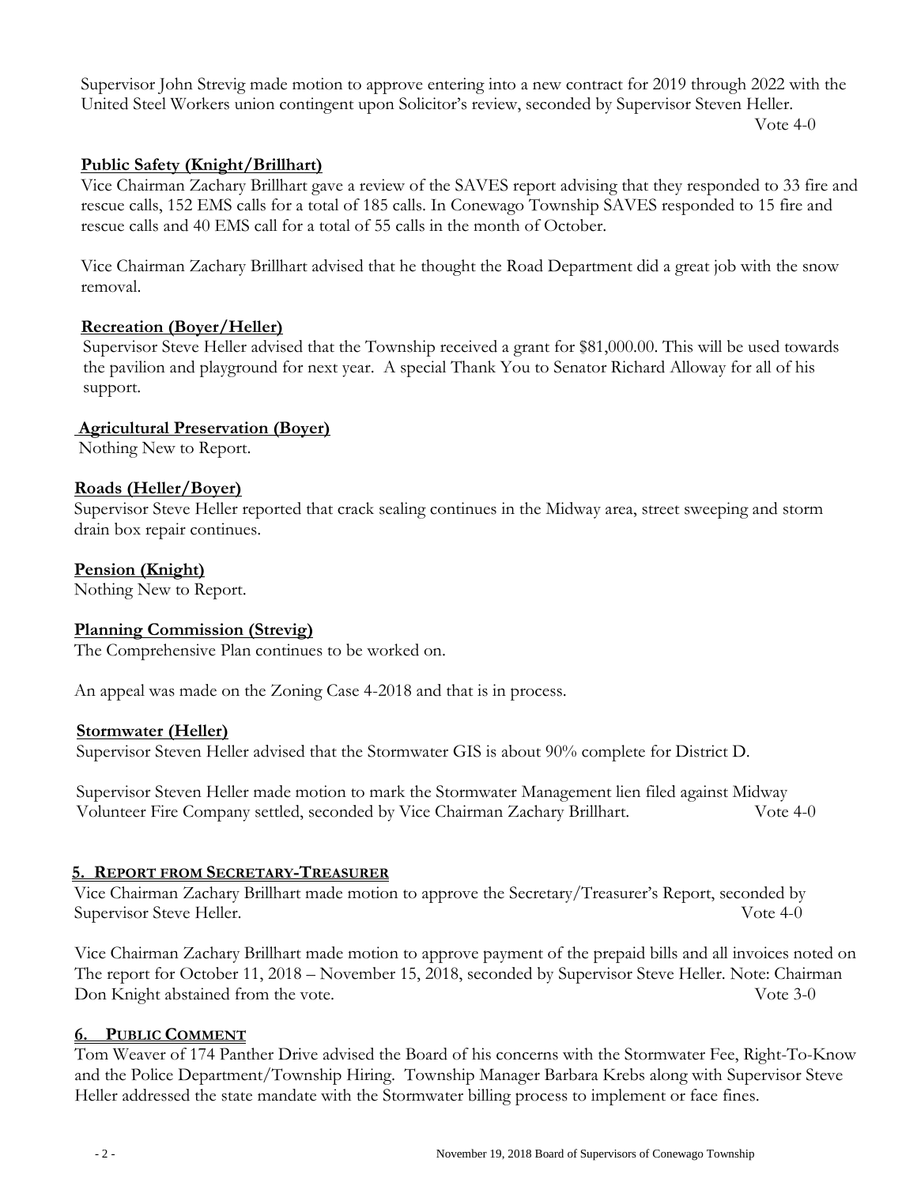Supervisor John Strevig made motion to approve entering into a new contract for 2019 through 2022 with the United Steel Workers union contingent upon Solicitor's review, seconded by Supervisor Steven Heller.
Vote 4-0

**Public Safety (Knight/Brillhart)**

Vice Chairman Zachary Brillhart gave a review of the SAVES report advising that they responded to 33 fire and rescue calls, 152 EMS calls for a total of 185 calls. In Conewago Township SAVES responded to 15 fire and rescue calls and 40 EMS call for a total of 55 calls in the month of October.

Vice Chairman Zachary Brillhart advised that he thought the Road Department did a great job with the snow removal.

**Recreation (Boyer/Heller)**

Supervisor Steve Heller advised that the Township received a grant for $81,000.00. This will be used towards the pavilion and playground for next year. A special Thank You to Senator Richard Alloway for all of his support.

**Agricultural Preservation (Boyer)**

Nothing New to Report.

**Roads (Heller/Boyer)**

Supervisor Steve Heller reported that crack sealing continues in the Midway area, street sweeping and storm drain box repair continues.

**Pension (Knight)**

Nothing New to Report.

**Planning Commission (Strevig)**

The Comprehensive Plan continues to be worked on.

An appeal was made on the Zoning Case 4-2018 and that is in process.

**Stormwater (Heller)**

Supervisor Steven Heller advised that the Stormwater GIS is about 90% complete for District D.

Supervisor Steven Heller made motion to mark the Stormwater Management lien filed against Midway Volunteer Fire Company settled, seconded by Vice Chairman Zachary Brillhart. Vote 4-0

## 5. REPORT FROM SECRETARY-TREASURER

Vice Chairman Zachary Brillhart made motion to approve the Secretary/Treasurer's Report, seconded by Supervisor Steve Heller. Vote 4-0

Vice Chairman Zachary Brillhart made motion to approve payment of the prepaid bills and all invoices noted on The report for October 11, 2018 – November 15, 2018, seconded by Supervisor Steve Heller. Note: Chairman Don Knight abstained from the vote. Vote 3-0

## 6. PUBLIC COMMENT

Tom Weaver of 174 Panther Drive advised the Board of his concerns with the Stormwater Fee, Right-To-Know and the Police Department/Township Hiring. Township Manager Barbara Krebs along with Supervisor Steve Heller addressed the state mandate with the Stormwater billing process to implement or face fines.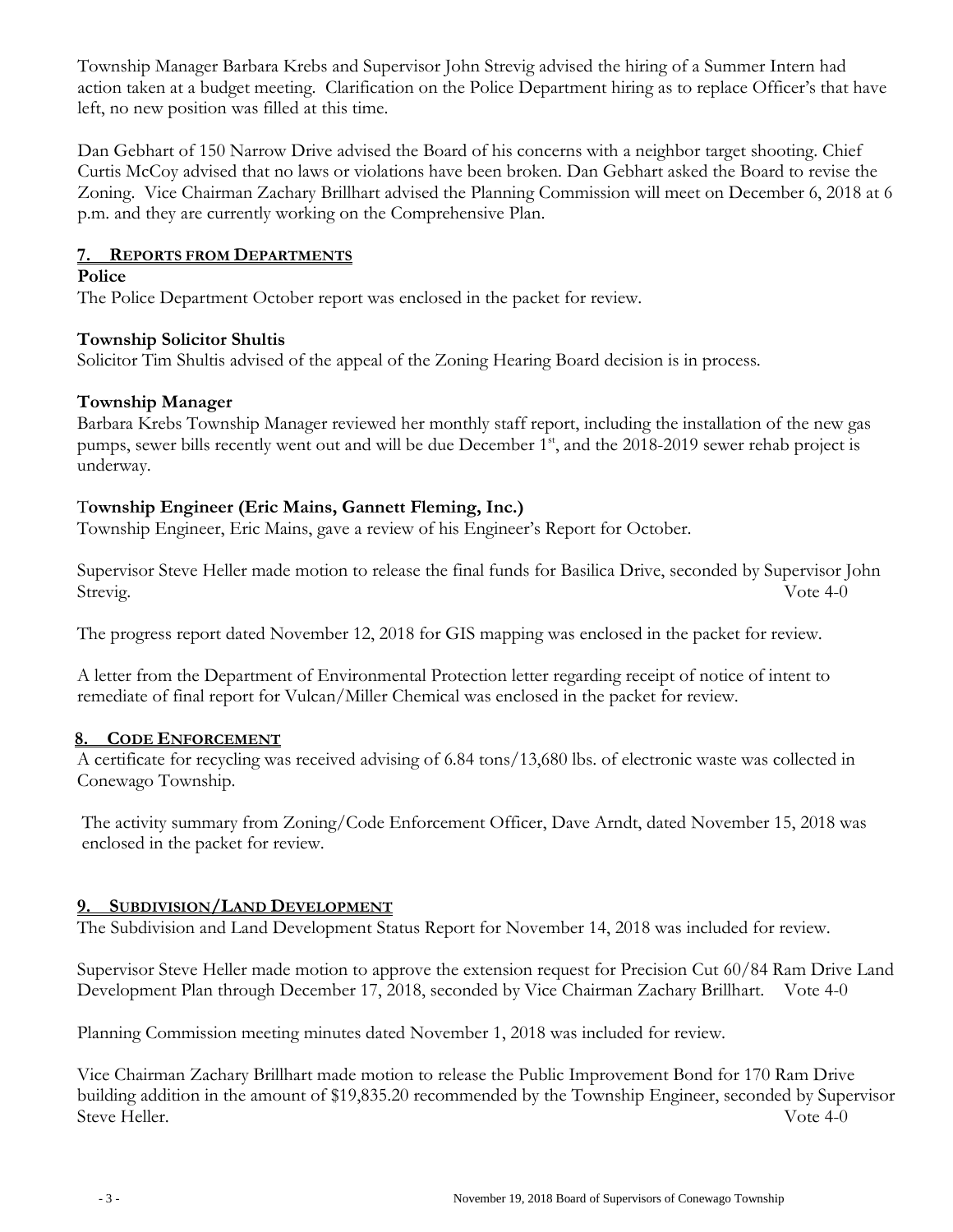Township Manager Barbara Krebs and Supervisor John Strevig advised the hiring of a Summer Intern had action taken at a budget meeting. Clarification on the Police Department hiring as to replace Officer's that have left, no new position was filled at this time.

Dan Gebhart of 150 Narrow Drive advised the Board of his concerns with a neighbor target shooting. Chief Curtis McCoy advised that no laws or violations have been broken. Dan Gebhart asked the Board to revise the Zoning. Vice Chairman Zachary Brillhart advised the Planning Commission will meet on December 6, 2018 at 6 p.m. and they are currently working on the Comprehensive Plan.

## 7. REPORTS FROM DEPARTMENTS

**Police**

The Police Department October report was enclosed in the packet for review.

**Township Solicitor Shultis**

Solicitor Tim Shultis advised of the appeal of the Zoning Hearing Board decision is in process.

**Township Manager**

Barbara Krebs Township Manager reviewed her monthly staff report, including the installation of the new gas pumps, sewer bills recently went out and will be due December 1st, and the 2018-2019 sewer rehab project is underway.

**Township Engineer (Eric Mains, Gannett Fleming, Inc.)**

Township Engineer, Eric Mains, gave a review of his Engineer's Report for October.

Supervisor Steve Heller made motion to release the final funds for Basilica Drive, seconded by Supervisor John Strevig. Vote 4-0

The progress report dated November 12, 2018 for GIS mapping was enclosed in the packet for review.

A letter from the Department of Environmental Protection letter regarding receipt of notice of intent to remediate of final report for Vulcan/Miller Chemical was enclosed in the packet for review.

## 8. CODE ENFORCEMENT

A certificate for recycling was received advising of 6.84 tons/13,680 lbs. of electronic waste was collected in Conewago Township.

The activity summary from Zoning/Code Enforcement Officer, Dave Arndt, dated November 15, 2018 was enclosed in the packet for review.

## 9. SUBDIVISION/LAND DEVELOPMENT

The Subdivision and Land Development Status Report for November 14, 2018 was included for review.

Supervisor Steve Heller made motion to approve the extension request for Precision Cut 60/84 Ram Drive Land Development Plan through December 17, 2018, seconded by Vice Chairman Zachary Brillhart. Vote 4-0

Planning Commission meeting minutes dated November 1, 2018 was included for review.

Vice Chairman Zachary Brillhart made motion to release the Public Improvement Bond for 170 Ram Drive building addition in the amount of $19,835.20 recommended by the Township Engineer, seconded by Supervisor Steve Heller. Vote 4-0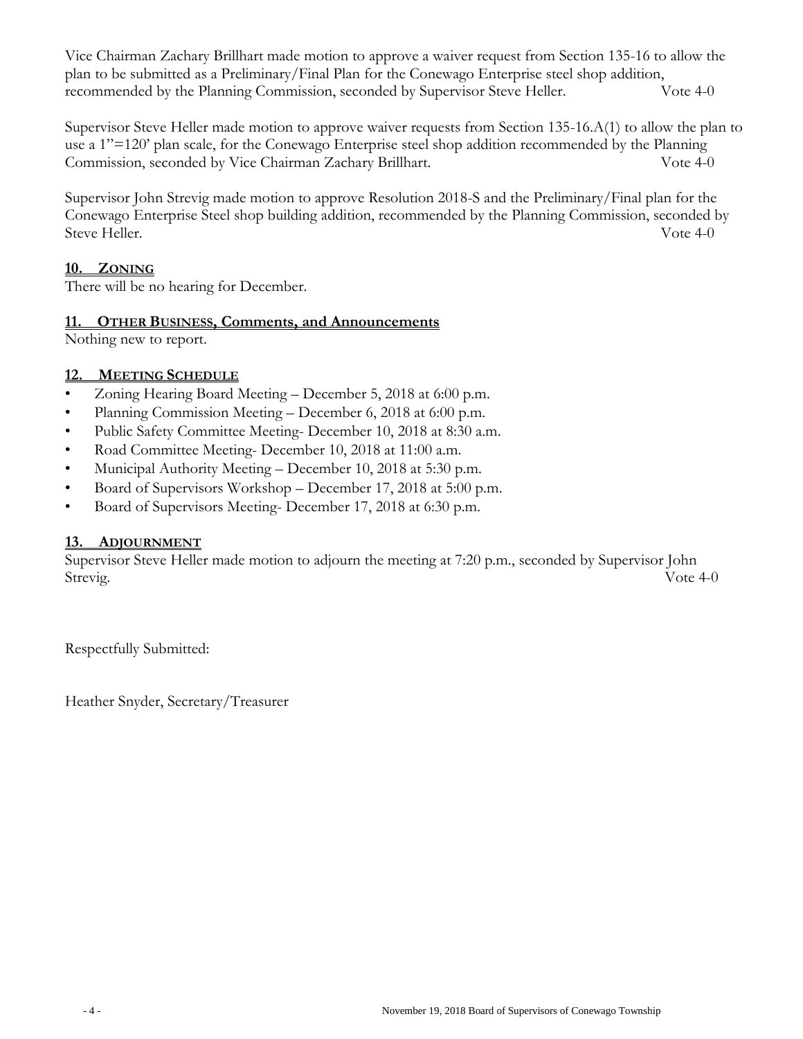Vice Chairman Zachary Brillhart made motion to approve a waiver request from Section 135-16 to allow the plan to be submitted as a Preliminary/Final Plan for the Conewago Enterprise steel shop addition, recommended by the Planning Commission, seconded by Supervisor Steve Heller. Vote 4-0

Supervisor Steve Heller made motion to approve waiver requests from Section 135-16.A(1) to allow the plan to use a 1"=120' plan scale, for the Conewago Enterprise steel shop addition recommended by the Planning Commission, seconded by Vice Chairman Zachary Brillhart. Vote 4-0

Supervisor John Strevig made motion to approve Resolution 2018-S and the Preliminary/Final plan for the Conewago Enterprise Steel shop building addition, recommended by the Planning Commission, seconded by Steve Heller. Vote 4-0

## 10. ZONING

There will be no hearing for December.

## 11. OTHER BUSINESS, Comments, and Announcements

Nothing new to report.

## 12. MEETING SCHEDULE

- Zoning Hearing Board Meeting – December 5, 2018 at 6:00 p.m.
- Planning Commission Meeting – December 6, 2018 at 6:00 p.m.
- Public Safety Committee Meeting- December 10, 2018 at 8:30 a.m.
- Road Committee Meeting- December 10, 2018 at 11:00 a.m.
- Municipal Authority Meeting – December 10, 2018 at 5:30 p.m.
- Board of Supervisors Workshop – December 17, 2018 at 5:00 p.m.
- Board of Supervisors Meeting- December 17, 2018 at 6:30 p.m.

## 13. ADJOURNMENT

Supervisor Steve Heller made motion to adjourn the meeting at 7:20 p.m., seconded by Supervisor John Strevig. Vote 4-0

Respectfully Submitted:

Heather Snyder, Secretary/Treasurer